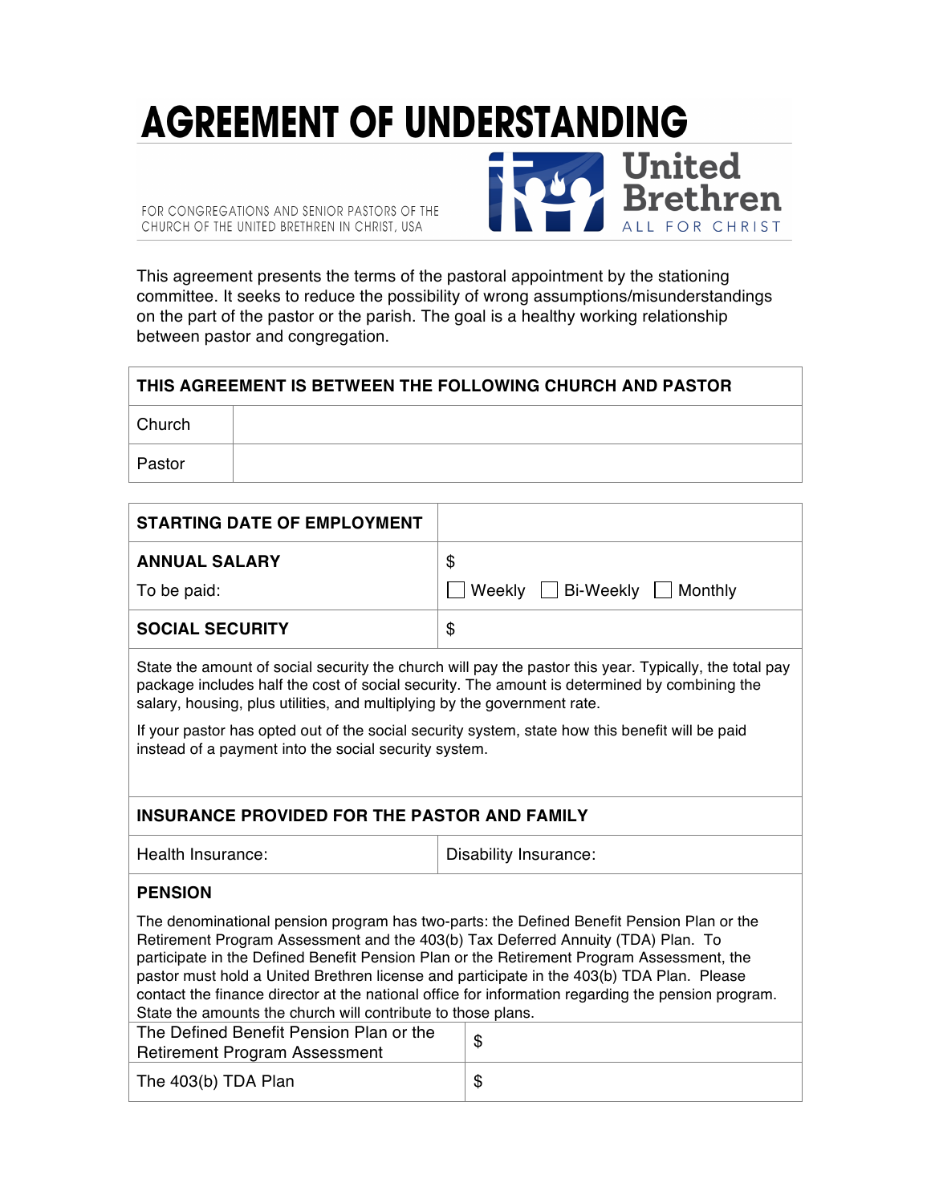# AGREEMENT OF UNDERSTANDING

FOR CONGREGATIONS AND SENIOR PASTORS OF THE CHURCH OF THE UNITED BRETHREN IN CHRIST, USA

United Brethren
ALL FOR CHRIST

This agreement presents the terms of the pastoral appointment by the stationing committee. It seeks to reduce the possibility of wrong assumptions/misunderstandings on the part of the pastor or the parish. The goal is a healthy working relationship between pastor and congregation.

| **THIS AGREEMENT IS BETWEEN THE FOLLOWING CHURCH AND PASTOR** | |
|---|---|
| Church | |
| Pastor | |

| **STARTING DATE OF EMPLOYMENT** | |
|---|---|
| **ANNUAL SALARY**<br>To be paid: | \$<br>☐ Weekly ☐ Bi-Weekly ☐ Monthly |
| **SOCIAL SECURITY** | \$ |

State the amount of social security the church will pay the pastor this year. Typically, the total pay package includes half the cost of social security. The amount is determined by combining the salary, housing, plus utilities, and multiplying by the government rate.

If your pastor has opted out of the social security system, state how this benefit will be paid instead of a payment into the social security system.

| **INSURANCE PROVIDED FOR THE PASTOR AND FAMILY** | |
|---|---|
| Health Insurance: | Disability Insurance: |

**PENSION**

The denominational pension program has two-parts: the Defined Benefit Pension Plan or the Retirement Program Assessment and the 403(b) Tax Deferred Annuity (TDA) Plan. To participate in the Defined Benefit Pension Plan or the Retirement Program Assessment, the pastor must hold a United Brethren license and participate in the 403(b) TDA Plan. Please contact the finance director at the national office for information regarding the pension program. State the amounts the church will contribute to those plans.

| | |
|---|---|
| The Defined Benefit Pension Plan or the Retirement Program Assessment | \$ |
| The 403(b) TDA Plan | \$ |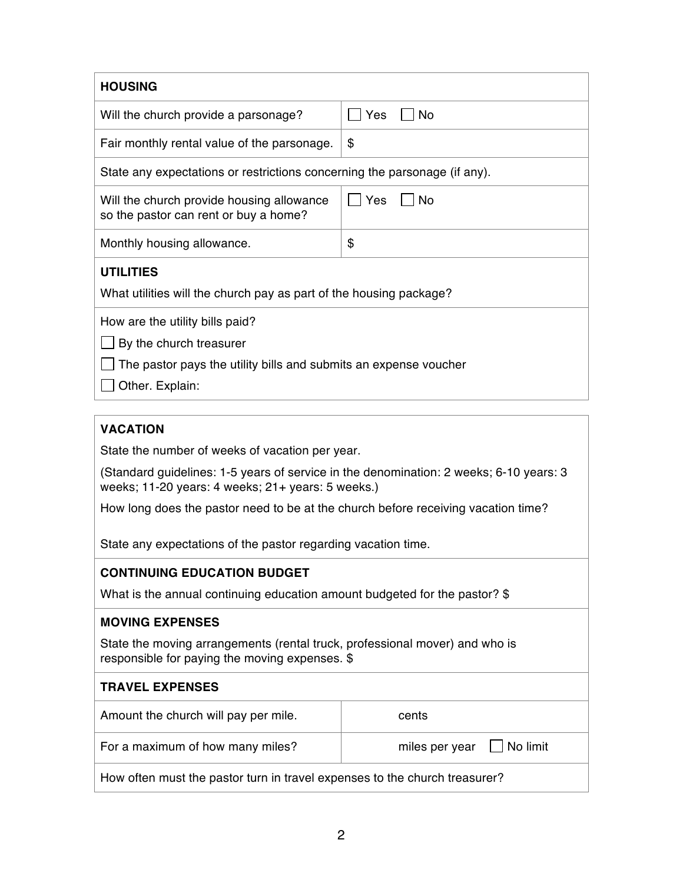| HOUSING | |
|---|---|
| Will the church provide a parsonage? | ☐ Yes ☐ No |
| Fair monthly rental value of the parsonage. | $ |
| State any expectations or restrictions concerning the parsonage (if any). | |
| Will the church provide housing allowance so the pastor can rent or buy a home? | ☐ Yes ☐ No |
| Monthly housing allowance. | $ |

**UTILITIES**

What utilities will the church pay as part of the housing package?

How are the utility bills paid?

☐ By the church treasurer

☐ The pastor pays the utility bills and submits an expense voucher

☐ Other. Explain:

**VACATION**

State the number of weeks of vacation per year.

(Standard guidelines: 1-5 years of service in the denomination: 2 weeks; 6-10 years: 3 weeks; 11-20 years: 4 weeks; 21+ years: 5 weeks.)

How long does the pastor need to be at the church before receiving vacation time?

State any expectations of the pastor regarding vacation time.

**CONTINUING EDUCATION BUDGET**

What is the annual continuing education amount budgeted for the pastor? $

**MOVING EXPENSES**

State the moving arrangements (rental truck, professional mover) and who is responsible for paying the moving expenses. $

| TRAVEL EXPENSES | |
|---|---|
| Amount the church will pay per mile. | cents |
| For a maximum of how many miles? | miles per year ☐ No limit |
| How often must the pastor turn in travel expenses to the church treasurer? | |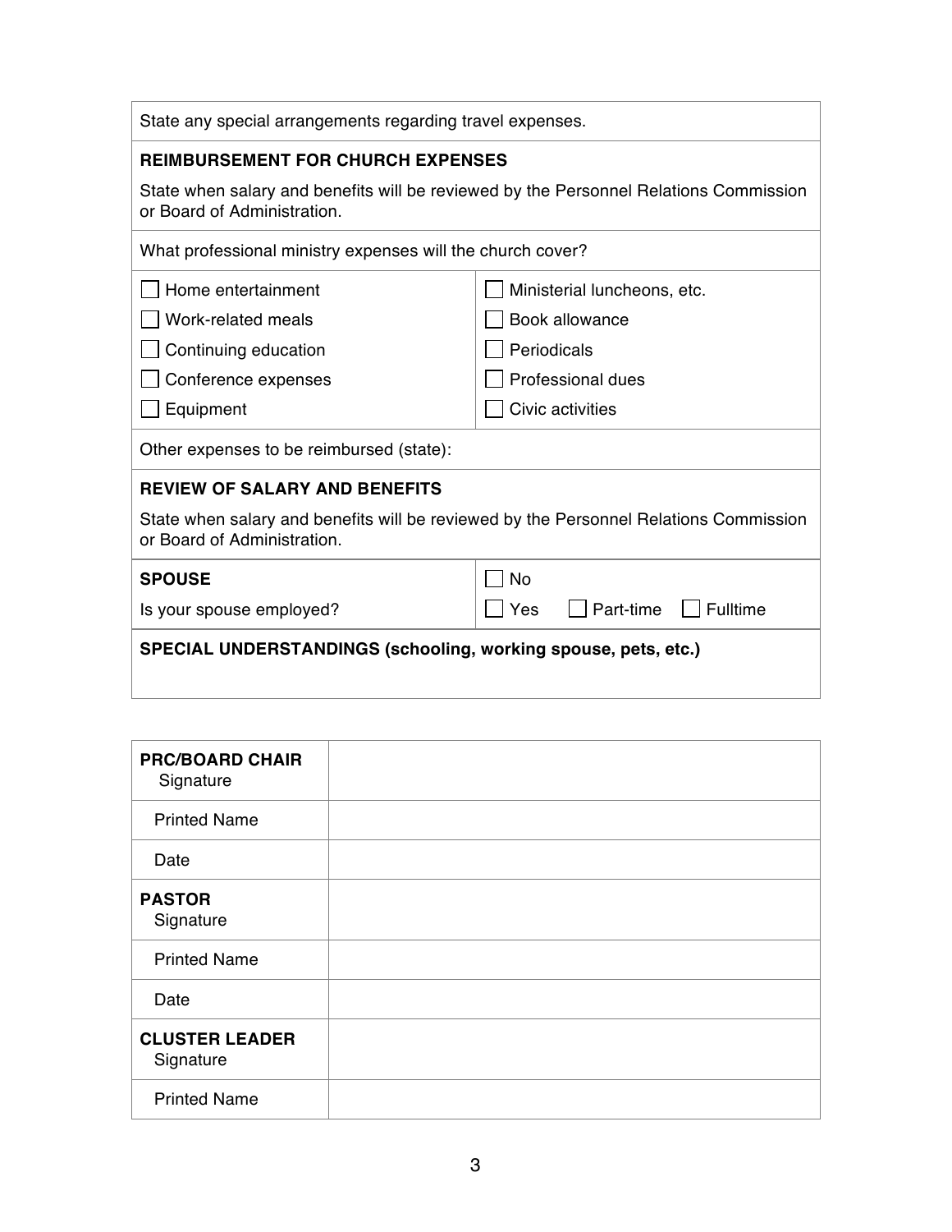State any special arrangements regarding travel expenses.

**REIMBURSEMENT FOR CHURCH EXPENSES**

State when salary and benefits will be reviewed by the Personnel Relations Commission or Board of Administration.

What professional ministry expenses will the church cover?

| | |
|---|---|
| ☐ Home entertainment | ☐ Ministerial luncheons, etc. |
| ☐ Work-related meals | ☐ Book allowance |
| ☐ Continuing education | ☐ Periodicals |
| ☐ Conference expenses | ☐ Professional dues |
| ☐ Equipment | ☐ Civic activities |

Other expenses to be reimbursed (state):

**REVIEW OF SALARY AND BENEFITS**

State when salary and benefits will be reviewed by the Personnel Relations Commission or Board of Administration.

| **SPOUSE** | ☐ No |
|---|---|
| Is your spouse employed? | ☐ Yes ☐ Part-time ☐ Fulltime |

**SPECIAL UNDERSTANDINGS (schooling, working spouse, pets, etc.)**

| | |
|---|---|
| **PRC/BOARD CHAIR** Signature | |
| Printed Name | |
| Date | |
| **PASTOR** Signature | |
| Printed Name | |
| Date | |
| **CLUSTER LEADER** Signature | |
| Printed Name | |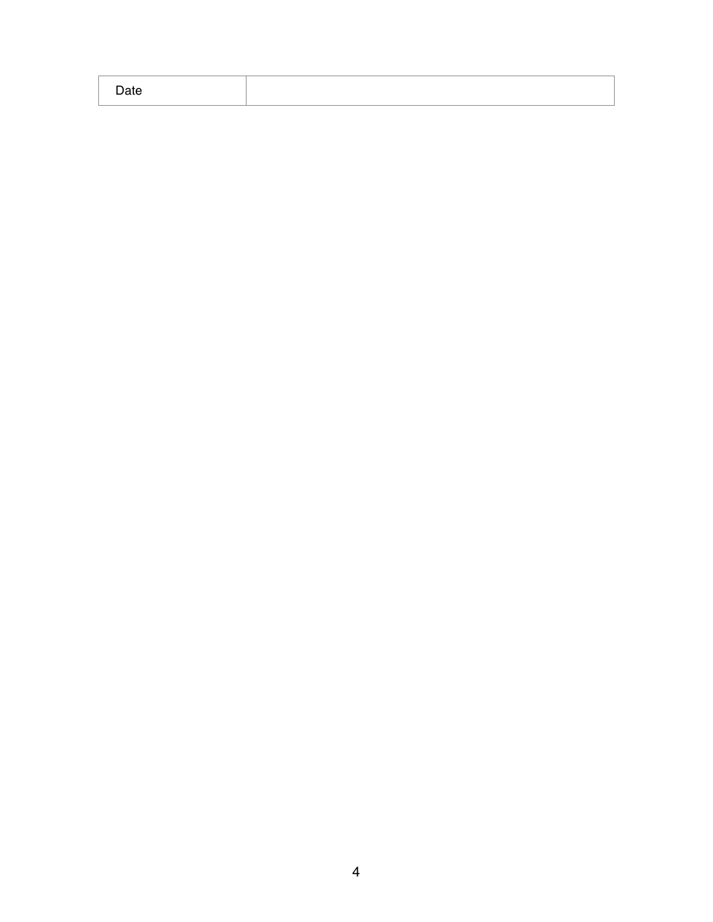| | |
|---|---|
| Date | |